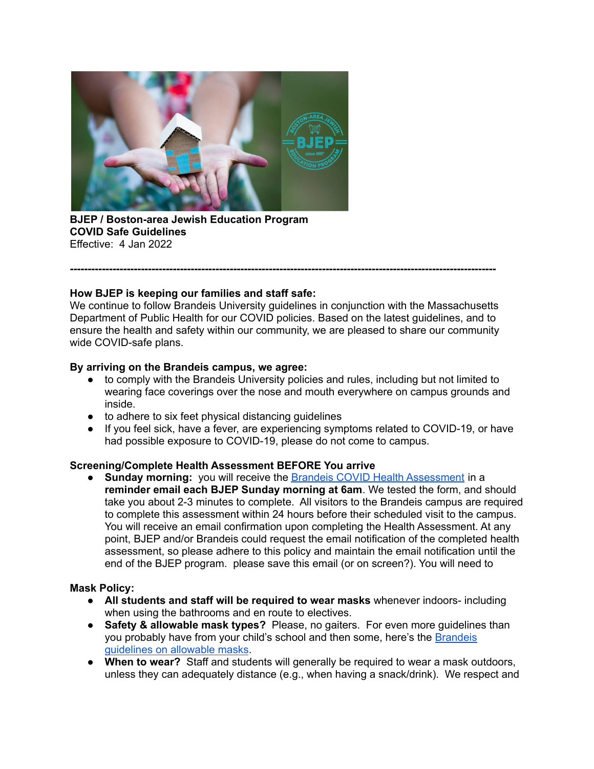**BJEP / Boston-area Jewish Education Program**
**COVID Safe Guidelines**
Effective: 4 Jan 2022

---

**How BJEP is keeping our families and staff safe:**
We continue to follow Brandeis University guidelines in conjunction with the Massachusetts Department of Public Health for our COVID policies. Based on the latest guidelines, and to ensure the health and safety within our community, we are pleased to share our community wide COVID-safe plans.

**By arriving on the Brandeis campus, we agree:**

- to comply with the Brandeis University policies and rules, including but not limited to wearing face coverings over the nose and mouth everywhere on campus grounds and inside.
- to adhere to six feet physical distancing guidelines
- If you feel sick, have a fever, are experiencing symptoms related to COVID-19, or have had possible exposure to COVID-19, please do not come to campus.

**Screening/Complete Health Assessment BEFORE You arrive**

- **Sunday morning:** you will receive the [Brandeis COVID Health Assessment]() in a **reminder email each BJEP Sunday morning at 6am**. We tested the form, and should take you about 2-3 minutes to complete. All visitors to the Brandeis campus are required to complete this assessment within 24 hours before their scheduled visit to the campus. You will receive an email confirmation upon completing the Health Assessment. At any point, BJEP and/or Brandeis could request the email notification of the completed health assessment, so please adhere to this policy and maintain the email notification until the end of the BJEP program. please save this email (or on screen?). You will need to

**Mask Policy:**

- **All students and staff will be required to wear masks** whenever indoors- including when using the bathrooms and en route to electives.
- **Safety & allowable mask types?** Please, no gaiters. For even more guidelines than you probably have from your child's school and then some, here's the [Brandeis guidelines on allowable masks]().
- **When to wear?** Staff and students will generally be required to wear a mask outdoors, unless they can adequately distance (e.g., when having a snack/drink). We respect and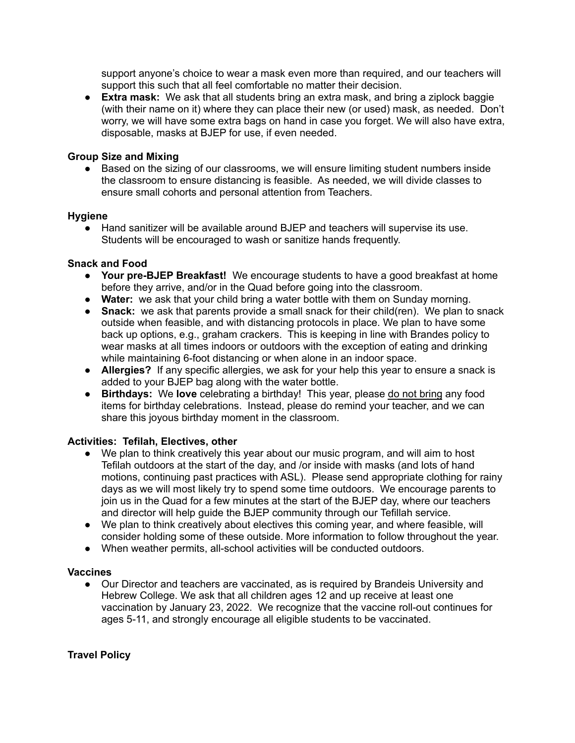support anyone's choice to wear a mask even more than required, and our teachers will support this such that all feel comfortable no matter their decision.

- **Extra mask:** We ask that all students bring an extra mask, and bring a ziplock baggie (with their name on it) where they can place their new (or used) mask, as needed. Don't worry, we will have some extra bags on hand in case you forget. We will also have extra, disposable, masks at BJEP for use, if even needed.

**Group Size and Mixing**

- Based on the sizing of our classrooms, we will ensure limiting student numbers inside the classroom to ensure distancing is feasible. As needed, we will divide classes to ensure small cohorts and personal attention from Teachers.

**Hygiene**

- Hand sanitizer will be available around BJEP and teachers will supervise its use. Students will be encouraged to wash or sanitize hands frequently.

**Snack and Food**

- **Your pre-BJEP Breakfast!** We encourage students to have a good breakfast at home before they arrive, and/or in the Quad before going into the classroom.
- **Water:** we ask that your child bring a water bottle with them on Sunday morning.
- **Snack:** we ask that parents provide a small snack for their child(ren). We plan to snack outside when feasible, and with distancing protocols in place. We plan to have some back up options, e.g., graham crackers. This is keeping in line with Brandes policy to wear masks at all times indoors or outdoors with the exception of eating and drinking while maintaining 6-foot distancing or when alone in an indoor space.
- **Allergies?** If any specific allergies, we ask for your help this year to ensure a snack is added to your BJEP bag along with the water bottle.
- **Birthdays:** We **love** celebrating a birthday! This year, please <u>do not bring</u> any food items for birthday celebrations. Instead, please do remind your teacher, and we can share this joyous birthday moment in the classroom.

**Activities: Tefilah, Electives, other**

- We plan to think creatively this year about our music program, and will aim to host Tefilah outdoors at the start of the day, and /or inside with masks (and lots of hand motions, continuing past practices with ASL). Please send appropriate clothing for rainy days as we will most likely try to spend some time outdoors. We encourage parents to join us in the Quad for a few minutes at the start of the BJEP day, where our teachers and director will help guide the BJEP community through our Tefillah service.
- We plan to think creatively about electives this coming year, and where feasible, will consider holding some of these outside. More information to follow throughout the year.
- When weather permits, all-school activities will be conducted outdoors.

**Vaccines**

- Our Director and teachers are vaccinated, as is required by Brandeis University and Hebrew College. We ask that all children ages 12 and up receive at least one vaccination by January 23, 2022. We recognize that the vaccine roll-out continues for ages 5-11, and strongly encourage all eligible students to be vaccinated.

**Travel Policy**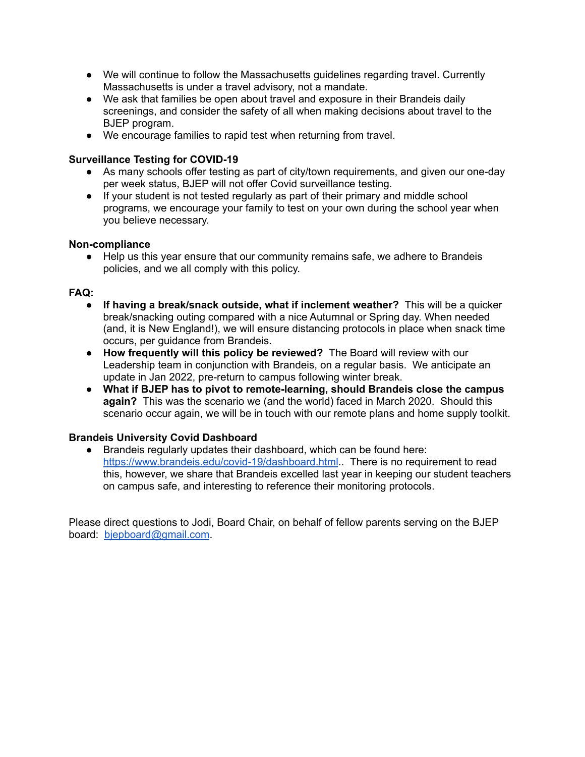- We will continue to follow the Massachusetts guidelines regarding travel. Currently Massachusetts is under a travel advisory, not a mandate.
- We ask that families be open about travel and exposure in their Brandeis daily screenings, and consider the safety of all when making decisions about travel to the BJEP program.
- We encourage families to rapid test when returning from travel.

**Surveillance Testing for COVID-19**

- As many schools offer testing as part of city/town requirements, and given our one-day per week status, BJEP will not offer Covid surveillance testing.
- If your student is not tested regularly as part of their primary and middle school programs, we encourage your family to test on your own during the school year when you believe necessary.

**Non-compliance**

- Help us this year ensure that our community remains safe, we adhere to Brandeis policies, and we all comply with this policy.

**FAQ:**

- **If having a break/snack outside, what if inclement weather?** This will be a quicker break/snacking outing compared with a nice Autumnal or Spring day. When needed (and, it is New England!), we will ensure distancing protocols in place when snack time occurs, per guidance from Brandeis.
- **How frequently will this policy be reviewed?** The Board will review with our Leadership team in conjunction with Brandeis, on a regular basis. We anticipate an update in Jan 2022, pre-return to campus following winter break.
- **What if BJEP has to pivot to remote-learning, should Brandeis close the campus again?** This was the scenario we (and the world) faced in March 2020. Should this scenario occur again, we will be in touch with our remote plans and home supply toolkit.

**Brandeis University Covid Dashboard**

- Brandeis regularly updates their dashboard, which can be found here: https://www.brandeis.edu/covid-19/dashboard.html.. There is no requirement to read this, however, we share that Brandeis excelled last year in keeping our student teachers on campus safe, and interesting to reference their monitoring protocols.

Please direct questions to Jodi, Board Chair, on behalf of fellow parents serving on the BJEP board: bjepboard@gmail.com.